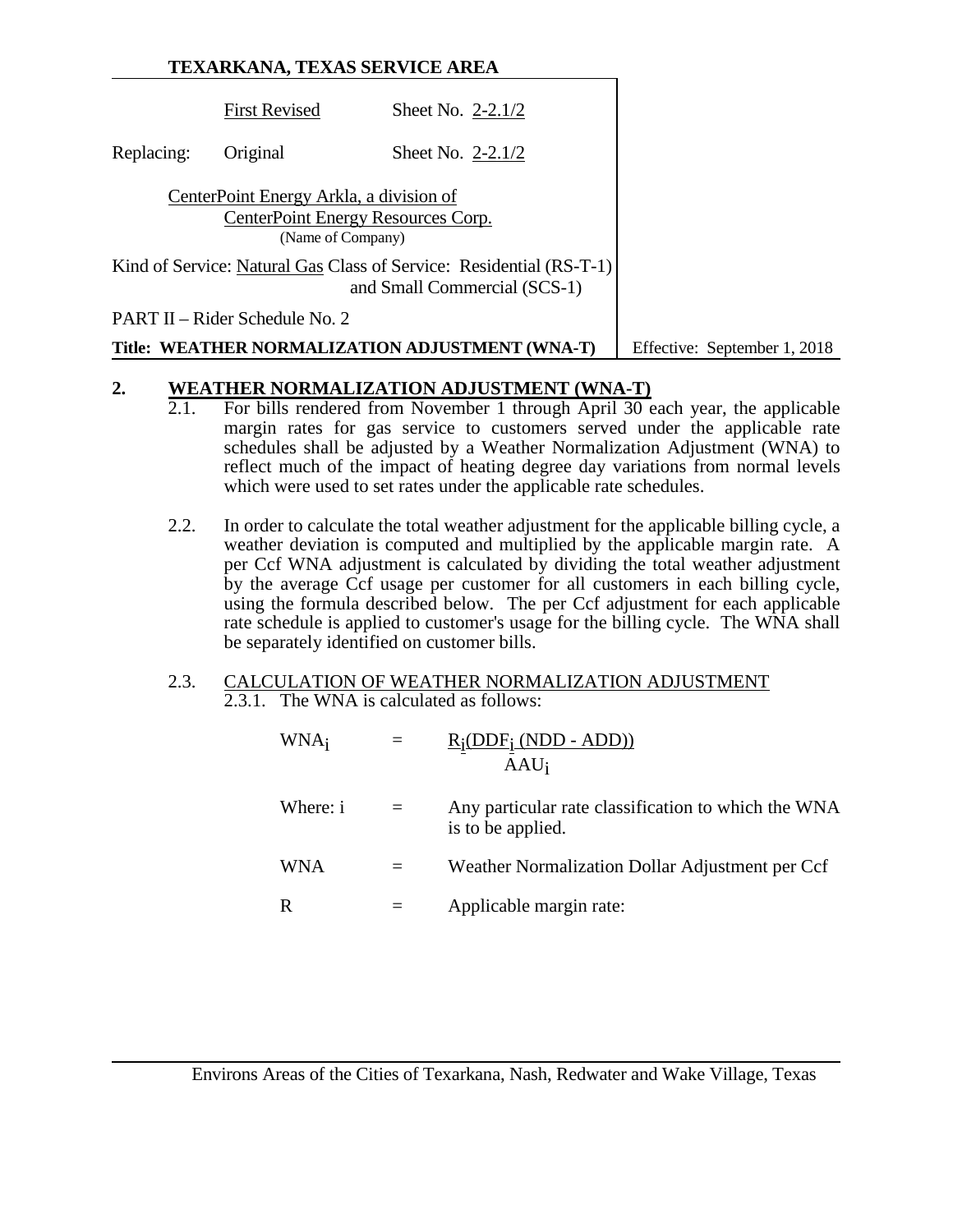**TEXARKANA, TEXAS SERVICE AREA**

| | | |
|---|---|---|
| | First Revised | Sheet No. 2-2.1/2 |
| Replacing: | Original | Sheet No. 2-2.1/2 |

CenterPoint Energy Arkla, a division of
CenterPoint Energy Resources Corp.
(Name of Company)

Kind of Service: Natural Gas Class of Service: Residential (RS-T-1) and Small Commercial (SCS-1)

PART II – Rider Schedule No. 2

**Title: WEATHER NORMALIZATION ADJUSTMENT (WNA-T)** — Effective: September 1, 2018

## 2. WEATHER NORMALIZATION ADJUSTMENT (WNA-T)

2.1. For bills rendered from November 1 through April 30 each year, the applicable margin rates for gas service to customers served under the applicable rate schedules shall be adjusted by a Weather Normalization Adjustment (WNA) to reflect much of the impact of heating degree day variations from normal levels which were used to set rates under the applicable rate schedules.

2.2. In order to calculate the total weather adjustment for the applicable billing cycle, a weather deviation is computed and multiplied by the applicable margin rate. A per Ccf WNA adjustment is calculated by dividing the total weather adjustment by the average Ccf usage per customer for all customers in each billing cycle, using the formula described below. The per Ccf adjustment for each applicable rate schedule is applied to customer's usage for the billing cycle. The WNA shall be separately identified on customer bills.

2.3. CALCULATION OF WEATHER NORMALIZATION ADJUSTMENT

2.3.1. The WNA is calculated as follows:

$$WNA_i = \frac{R_i(DDF_i\,(NDD - ADD))}{AAU_i}$$

Where: i = Any particular rate classification to which the WNA is to be applied.

WNA = Weather Normalization Dollar Adjustment per Ccf

R = Applicable margin rate:

Environs Areas of the Cities of Texarkana, Nash, Redwater and Wake Village, Texas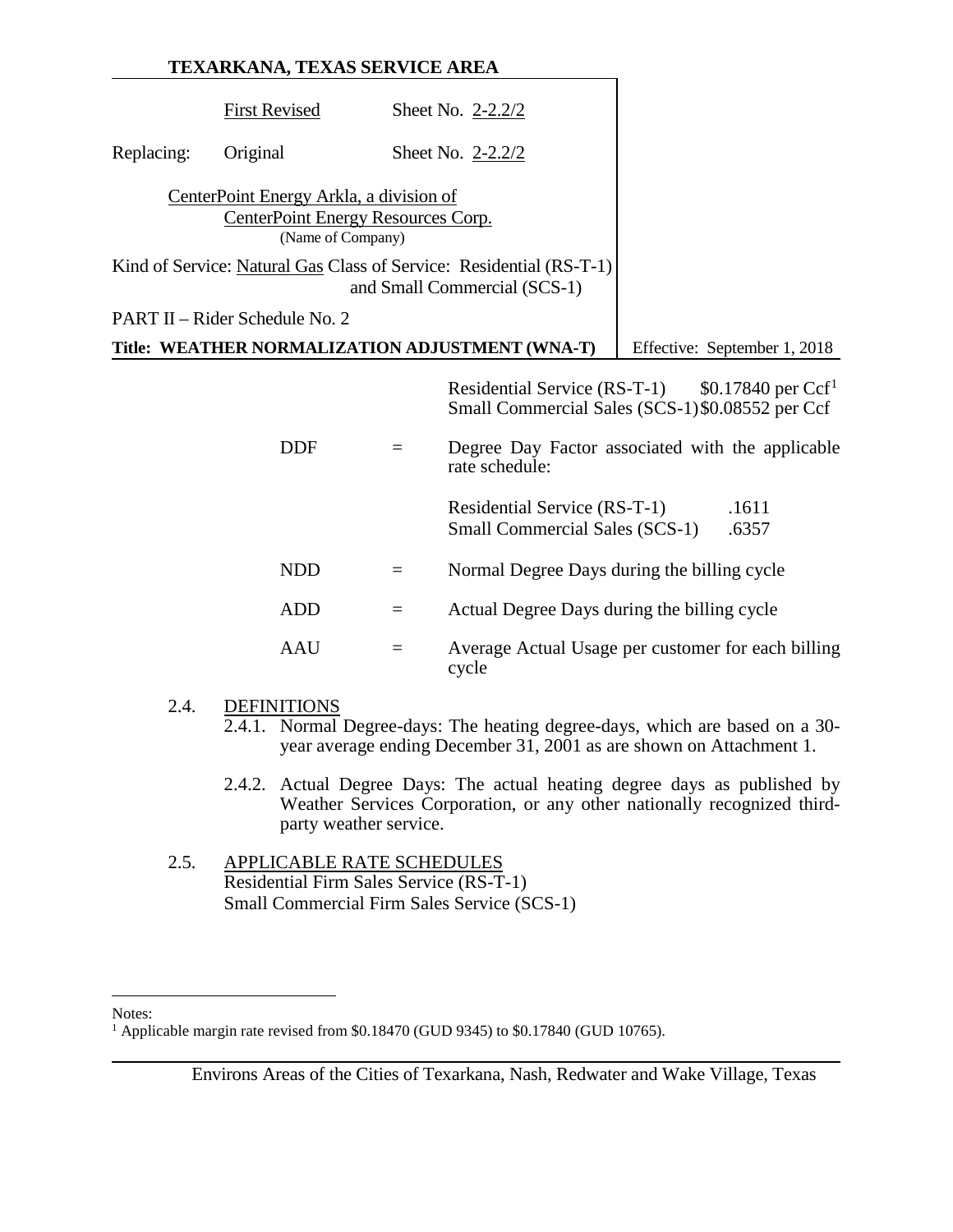**TEXARKANA, TEXAS SERVICE AREA**

| | | |
|---|---|---|
| | First Revised | Sheet No. 2-2.2/2 |
| Replacing: | Original | Sheet No. 2-2.2/2 |

CenterPoint Energy Arkla, a division of
CenterPoint Energy Resources Corp.
(Name of Company)

Kind of Service: Natural Gas Class of Service: Residential (RS-T-1) and Small Commercial (SCS-1)

PART II – Rider Schedule No. 2

**Title: WEATHER NORMALIZATION ADJUSTMENT (WNA-T)** Effective: September 1, 2018

| | | |
|---|---|---|
| | | Residential Service (RS-T-1) $0.17840 per Ccf[1] |
| | | Small Commercial Sales (SCS-1) $0.08552 per Ccf |
| DDF | = | Degree Day Factor associated with the applicable rate schedule: |
| | | Residential Service (RS-T-1) .1611 |
| | | Small Commercial Sales (SCS-1) .6357 |
| NDD | = | Normal Degree Days during the billing cycle |
| ADD | = | Actual Degree Days during the billing cycle |
| AAU | = | Average Actual Usage per customer for each billing cycle |

2.4. DEFINITIONS

2.4.1. Normal Degree-days: The heating degree-days, which are based on a 30-year average ending December 31, 2001 as are shown on Attachment 1.

2.4.2. Actual Degree Days: The actual heating degree days as published by Weather Services Corporation, or any other nationally recognized third-party weather service.

2.5. APPLICABLE RATE SCHEDULES

Residential Firm Sales Service (RS-T-1)
Small Commercial Firm Sales Service (SCS-1)

Notes:

[1] Applicable margin rate revised from $0.18470 (GUD 9345) to $0.17840 (GUD 10765).

Environs Areas of the Cities of Texarkana, Nash, Redwater and Wake Village, Texas